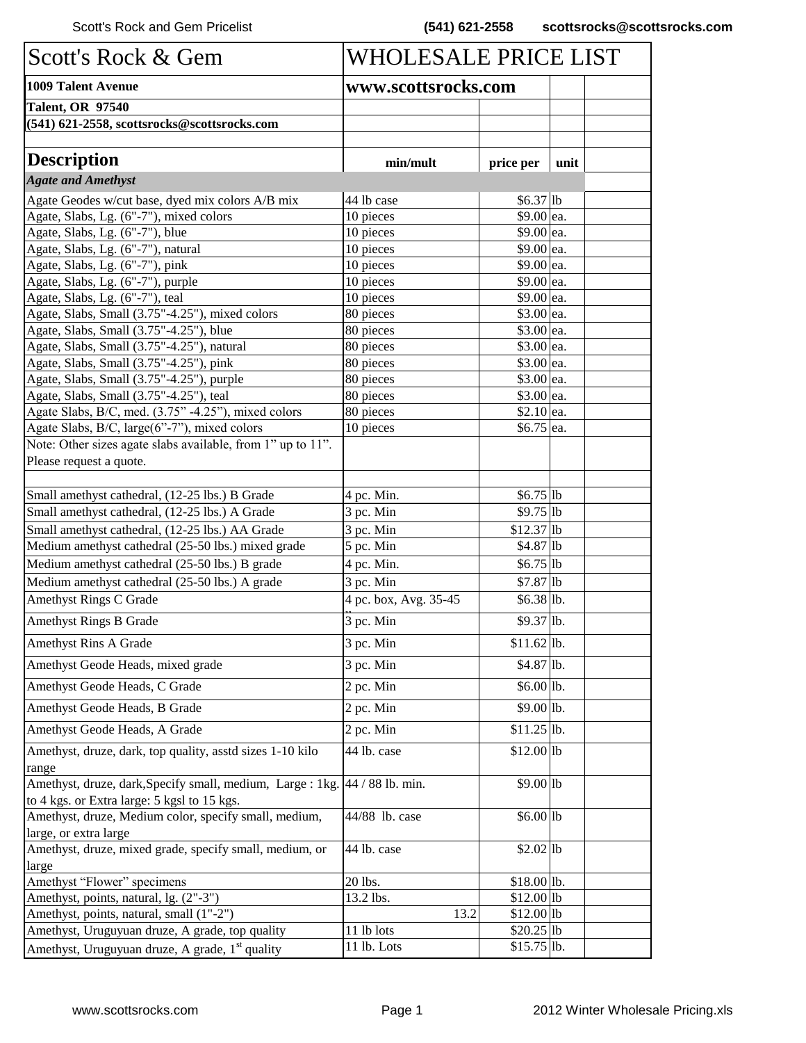| Scott's Rock & Gem | WHOLESALE PRICE LIST | | |
|---|---|---|---|
| **1009 Talent Avenue** | **www.scottsrocks.com** | | |
| **Talent, OR 97540** | | | |
| **(541) 621-2558, scottsrocks@scottsrocks.com** | | | |
| | | | |
| **Description** | **min/mult** | **price per** | **unit** |
| ***Agate and Amethyst*** | | | |
| Agate Geodes w/cut base, dyed mix colors A/B mix | 44 lb case | $6.37 | lb |
| Agate, Slabs, Lg. (6"-7"), mixed colors | 10 pieces | $9.00 | ea. |
| Agate, Slabs, Lg. (6"-7"), blue | 10 pieces | $9.00 | ea. |
| Agate, Slabs, Lg. (6"-7"), natural | 10 pieces | $9.00 | ea. |
| Agate, Slabs, Lg. (6"-7"), pink | 10 pieces | $9.00 | ea. |
| Agate, Slabs, Lg. (6"-7"), purple | 10 pieces | $9.00 | ea. |
| Agate, Slabs, Lg. (6"-7"), teal | 10 pieces | $9.00 | ea. |
| Agate, Slabs, Small (3.75"-4.25"), mixed colors | 80 pieces | $3.00 | ea. |
| Agate, Slabs, Small (3.75"-4.25"), blue | 80 pieces | $3.00 | ea. |
| Agate, Slabs, Small (3.75"-4.25"), natural | 80 pieces | $3.00 | ea. |
| Agate, Slabs, Small (3.75"-4.25"), pink | 80 pieces | $3.00 | ea. |
| Agate, Slabs, Small (3.75"-4.25"), purple | 80 pieces | $3.00 | ea. |
| Agate, Slabs, Small (3.75"-4.25"), teal | 80 pieces | $3.00 | ea. |
| Agate Slabs, B/C, med. (3.75" -4.25"), mixed colors | 80 pieces | $2.10 | ea. |
| Agate Slabs, B/C, large(6"-7"), mixed colors | 10 pieces | $6.75 | ea. |
| Note: Other sizes agate slabs available, from 1" up to 11". Please request a quote. | | | |
| | | | |
| Small amethyst cathedral, (12-25 lbs.) B Grade | 4 pc. Min. | $6.75 | lb |
| Small amethyst cathedral, (12-25 lbs.) A Grade | 3 pc. Min | $9.75 | lb |
| Small amethyst cathedral, (12-25 lbs.) AA Grade | 3 pc. Min | $12.37 | lb |
| Medium amethyst cathedral (25-50 lbs.) mixed grade | 5 pc. Min | $4.87 | lb |
| Medium amethyst cathedral (25-50 lbs.) B grade | 4 pc. Min. | $6.75 | lb |
| Medium amethyst cathedral (25-50 lbs.) A grade | 3 pc. Min | $7.87 | lb |
| Amethyst Rings C Grade | 4 pc. box, Avg. 35-45 | $6.38 | lb. |
| Amethyst Rings B Grade | 3 pc. Min | $9.37 | lb. |
| Amethyst Rins A Grade | 3 pc. Min | $11.62 | lb. |
| Amethyst Geode Heads, mixed grade | 3 pc. Min | $4.87 | lb. |
| Amethyst Geode Heads, C Grade | 2 pc. Min | $6.00 | lb. |
| Amethyst Geode Heads, B Grade | 2 pc. Min | $9.00 | lb. |
| Amethyst Geode Heads, A Grade | 2 pc. Min | $11.25 | lb. |
| Amethyst, druze, dark, top quality, asstd sizes 1-10 kilo range | 44 lb. case | $12.00 | lb |
| Amethyst, druze, dark,Specify small, medium, Large : 1kg. to 4 kgs. or Extra large: 5 kgsl to 15 kgs. | 44 / 88 lb. min. | $9.00 | lb |
| Amethyst, druze, Medium color, specify small, medium, large, or extra large | 44/88 lb. case | $6.00 | lb |
| Amethyst, druze, mixed grade, specify small, medium, or large | 44 lb. case | $2.02 | lb |
| Amethyst "Flower" specimens | 20 lbs. | $18.00 | lb. |
| Amethyst, points, natural, lg. (2"-3") | 13.2 lbs. | $12.00 | lb |
| Amethyst, points, natural, small (1"-2") | 13.2 | $12.00 | lb |
| Amethyst, Uruguyuan druze, A grade, top quality | 11 lb lots | $20.25 | lb |
| Amethyst, Uruguyuan druze, A grade, 1st quality | 11 lb. Lots | $15.75 | lb. |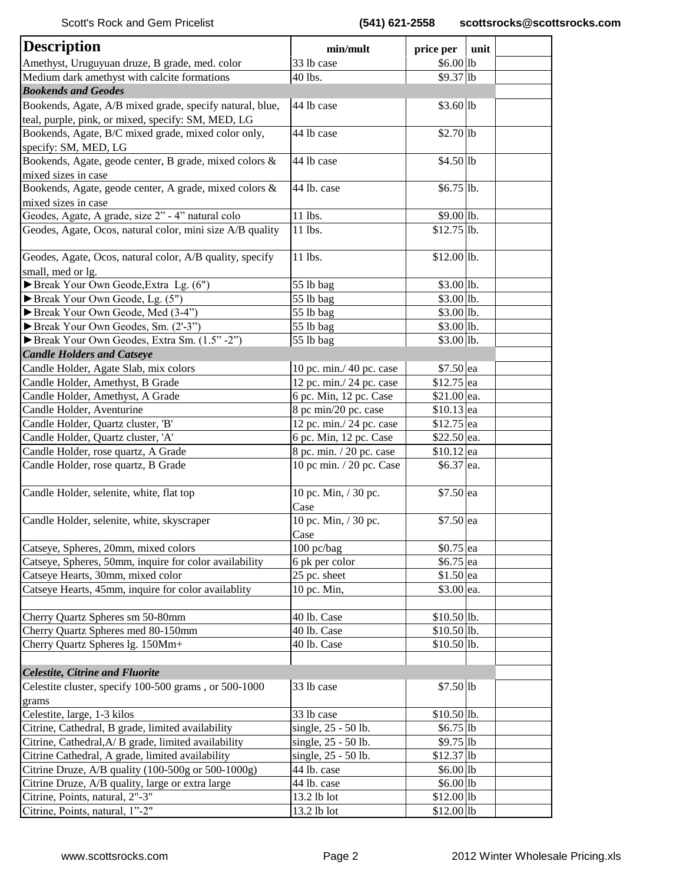| Description | min/mult | price per | unit | |
|---|---|---|---|---|
| Amethyst, Uruguyuan druze, B grade, med. color | 33 lb case | $6.00 | lb | |
| Medium dark amethyst with calcite formations | 40 lbs. | $9.37 | lb | |
| ***Bookends and Geodes*** | | | | |
| Bookends, Agate, A/B mixed grade, specify natural, blue, teal, purple, pink, or mixed, specify: SM, MED, LG | 44 lb case | $3.60 | lb | |
| Bookends, Agate, B/C mixed grade, mixed color only, specify: SM, MED, LG | 44 lb case | $2.70 | lb | |
| Bookends, Agate, geode center, B grade, mixed colors & mixed sizes in case | 44 lb case | $4.50 | lb | |
| Bookends, Agate, geode center, A grade, mixed colors & mixed sizes in case | 44 lb. case | $6.75 | lb. | |
| Geodes, Agate, A grade, size 2" - 4" natural colo | 11 lbs. | $9.00 | lb. | |
| Geodes, Agate, Ocos, natural color, mini size A/B quality | 11 lbs. | $12.75 | lb. | |
| Geodes, Agate, Ocos, natural color, A/B quality, specify small, med or lg. | 11 lbs. | $12.00 | lb. | |
| ►Break Your Own Geode,Extra Lg. (6") | 55 lb bag | $3.00 | lb. | |
| ►Break Your Own Geode, Lg. (5") | 55 lb bag | $3.00 | lb. | |
| ►Break Your Own Geode, Med (3-4") | 55 lb bag | $3.00 | lb. | |
| ►Break Your Own Geodes, Sm. (2'-3") | 55 lb bag | $3.00 | lb. | |
| ►Break Your Own Geodes, Extra Sm. (1.5" -2") | 55 lb bag | $3.00 | lb. | |
| ***Candle Holders and Catseye*** | | | | |
| Candle Holder, Agate Slab, mix colors | 10 pc. min./ 40 pc. case | $7.50 | ea | |
| Candle Holder, Amethyst, B Grade | 12 pc. min./ 24 pc. case | $12.75 | ea | |
| Candle Holder, Amethyst, A Grade | 6 pc. Min, 12 pc. Case | $21.00 | ea. | |
| Candle Holder, Aventurine | 8 pc min/20 pc. case | $10.13 | ea | |
| Candle Holder, Quartz cluster, 'B' | 12 pc. min./ 24 pc. case | $12.75 | ea | |
| Candle Holder, Quartz cluster, 'A' | 6 pc. Min, 12 pc. Case | $22.50 | ea. | |
| Candle Holder, rose quartz, A Grade | 8 pc. min. / 20 pc. case | $10.12 | ea | |
| Candle Holder, rose quartz, B Grade | 10 pc min. / 20 pc. Case | $6.37 | ea. | |
| Candle Holder, selenite, white, flat top | 10 pc. Min, / 30 pc. Case | $7.50 | ea | |
| Candle Holder, selenite, white, skyscraper | 10 pc. Min, / 30 pc. Case | $7.50 | ea | |
| Catseye, Spheres, 20mm, mixed colors | 100 pc/bag | $0.75 | ea | |
| Catseye, Spheres, 50mm, inquire for color availability | 6 pk per color | $6.75 | ea | |
| Catseye Hearts, 30mm, mixed color | 25 pc. sheet | $1.50 | ea | |
| Catseye Hearts, 45mm, inquire for color availablity | 10 pc. Min, | $3.00 | ea. | |
| | | | | |
| Cherry Quartz Spheres sm 50-80mm | 40 lb. Case | $10.50 | lb. | |
| Cherry Quartz Spheres med 80-150mm | 40 lb. Case | $10.50 | lb. | |
| Cherry Quartz Spheres lg. 150Mm+ | 40 lb. Case | $10.50 | lb. | |
| | | | | |
| ***Celestite, Citrine and Fluorite*** | | | | |
| Celestite cluster, specify 100-500 grams , or 500-1000 grams | 33 lb case | $7.50 | lb | |
| Celestite, large, 1-3 kilos | 33 lb case | $10.50 | lb. | |
| Citrine, Cathedral, B grade, limited availability | single, 25 - 50 lb. | $6.75 | lb | |
| Citrine, Cathedral,A/ B grade, limited availability | single, 25 - 50 lb. | $9.75 | lb | |
| Citrine Cathedral, A grade, limited availability | single, 25 - 50 lb. | $12.37 | lb | |
| Citrine Druze, A/B quality (100-500g or 500-1000g) | 44 lb. case | $6.00 | lb | |
| Citrine Druze, A/B quality, large or extra large | 44 lb. case | $6.00 | lb | |
| Citrine, Points, natural, 2"-3" | 13.2 lb lot | $12.00 | lb | |
| Citrine, Points, natural, 1"-2" | 13.2 lb lot | $12.00 | lb | |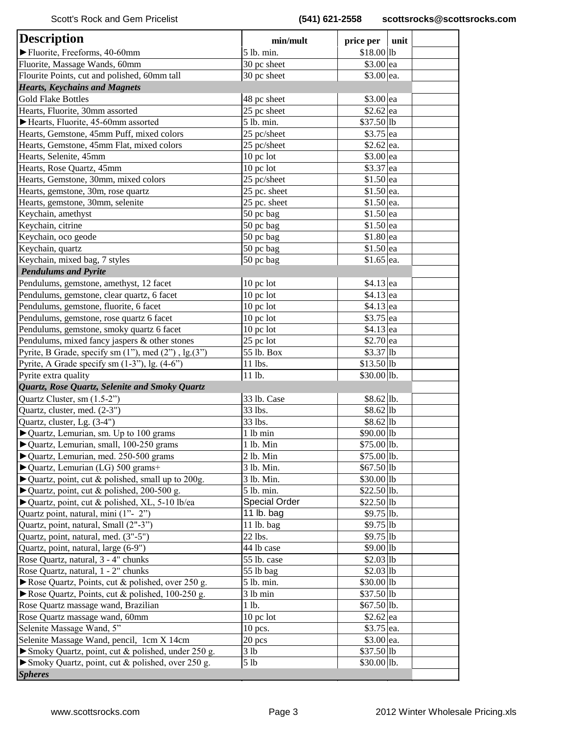| Description | min/mult | price per | unit | |
|---|---|---|---|---|
| ►Fluorite, Freeforms, 40-60mm | 5 lb. min. | $18.00 | lb | |
| Fluorite, Massage Wands, 60mm | 30 pc sheet | $3.00 | ea | |
| Flourite Points, cut and polished, 60mm tall | 30 pc sheet | $3.00 | ea. | |
| ***Hearts, Keychains and Magnets*** | | | | |
| Gold Flake Bottles | 48 pc sheet | $3.00 | ea | |
| Hearts, Fluorite, 30mm assorted | 25 pc sheet | $2.62 | ea | |
| ►Hearts, Fluorite, 45-60mm assorted | 5 lb. min. | $37.50 | lb | |
| Hearts, Gemstone, 45mm Puff, mixed colors | 25 pc/sheet | $3.75 | ea | |
| Hearts, Gemstone, 45mm Flat, mixed colors | 25 pc/sheet | $2.62 | ea. | |
| Hearts, Selenite, 45mm | 10 pc lot | $3.00 | ea | |
| Hearts, Rose Quartz, 45mm | 10 pc lot | $3.37 | ea | |
| Hearts, Gemstone, 30mm, mixed colors | 25 pc/sheet | $1.50 | ea | |
| Hearts, gemstone, 30m, rose quartz | 25 pc. sheet | $1.50 | ea. | |
| Hearts, gemstone, 30mm, selenite | 25 pc. sheet | $1.50 | ea. | |
| Keychain, amethyst | 50 pc bag | $1.50 | ea | |
| Keychain, citrine | 50 pc bag | $1.50 | ea | |
| Keychain, oco geode | 50 pc bag | $1.80 | ea | |
| Keychain, quartz | 50 pc bag | $1.50 | ea | |
| Keychain, mixed bag, 7 styles | 50 pc bag | $1.65 | ea. | |
| ***Pendulums and Pyrite*** | | | | |
| Pendulums, gemstone, amethyst, 12 facet | 10 pc lot | $4.13 | ea | |
| Pendulums, gemstone, clear quartz, 6 facet | 10 pc lot | $4.13 | ea | |
| Pendulums, gemstone, fluorite, 6 facet | 10 pc lot | $4.13 | ea | |
| Pendulums, gemstone, rose quartz 6 facet | 10 pc lot | $3.75 | ea | |
| Pendulums, gemstone, smoky quartz 6 facet | 10 pc lot | $4.13 | ea | |
| Pendulums, mixed fancy jaspers & other stones | 25 pc lot | $2.70 | ea | |
| Pyrite, B Grade, specify sm (1”), med (2”) , lg.(3”) | 55 lb. Box | $3.37 | lb | |
| Pyrite, A Grade specify sm (1-3”), lg. (4-6”) | 11 lbs. | $13.50 | lb | |
| Pyrite extra quality | 11 lb. | $30.00 | lb. | |
| ***Quartz, Rose Quartz, Selenite and Smoky Quartz*** | | | | |
| Quartz Cluster, sm (1.5-2”) | 33 lb. Case | $8.62 | lb. | |
| Quartz, cluster, med. (2-3") | 33 lbs. | $8.62 | lb | |
| Quartz, cluster, Lg. (3-4") | 33 lbs. | $8.62 | lb | |
| ►Quartz, Lemurian, sm. Up to 100 grams | 1 lb min | $90.00 | lb | |
| ►Quartz, Lemurian, small, 100-250 grams | 1 lb. Min | $75.00 | lb. | |
| ►Quartz, Lemurian, med. 250-500 grams | 2 lb. Min | $75.00 | lb. | |
| ►Quartz, Lemurian (LG) 500 grams+ | 3 lb. Min. | $67.50 | lb | |
| ►Quartz, point, cut & polished, small up to 200g. | 3 lb. Min. | $30.00 | lb | |
| ►Quartz, point, cut & polished, 200-500 g. | 5 lb. min. | $22.50 | lb. | |
| ►Quartz, point, cut & polished, XL, 5-10 lb/ea | Special Order | $22.50 | lb | |
| Quartz point, natural, mini (1”- 2”) | 11 lb. bag | $9.75 | lb. | |
| Quartz, point, natural, Small (2"-3”) | 11 lb. bag | $9.75 | lb | |
| Quartz, point, natural, med. (3"-5") | 22 lbs. | $9.75 | lb | |
| Quartz, point, natural, large (6-9") | 44 lb case | $9.00 | lb | |
| Rose Quartz, natural, 3 - 4" chunks | 55 lb. case | $2.03 | lb | |
| Rose Quartz, natural, 1 - 2" chunks | 55 lb bag | $2.03 | lb | |
| ►Rose Quartz, Points, cut & polished, over 250 g. | 5 lb. min. | $30.00 | lb | |
| ►Rose Quartz, Points, cut & polished, 100-250 g. | 3 lb min | $37.50 | lb | |
| Rose Quartz massage wand, Brazilian | 1 lb. | $67.50 | lb. | |
| Rose Quartz massage wand, 60mm | 10 pc lot | $2.62 | ea | |
| Selenite Massage Wand, 5” | 10 pcs. | $3.75 | ea. | |
| Selenite Massage Wand, pencil, 1cm X 14cm | 20 pcs | $3.00 | ea. | |
| ►Smoky Quartz, point, cut & polished, under 250 g. | 3 lb | $37.50 | lb | |
| ►Smoky Quartz, point, cut & polished, over 250 g. | 5 lb | $30.00 | lb. | |
| ***Spheres*** | | | | |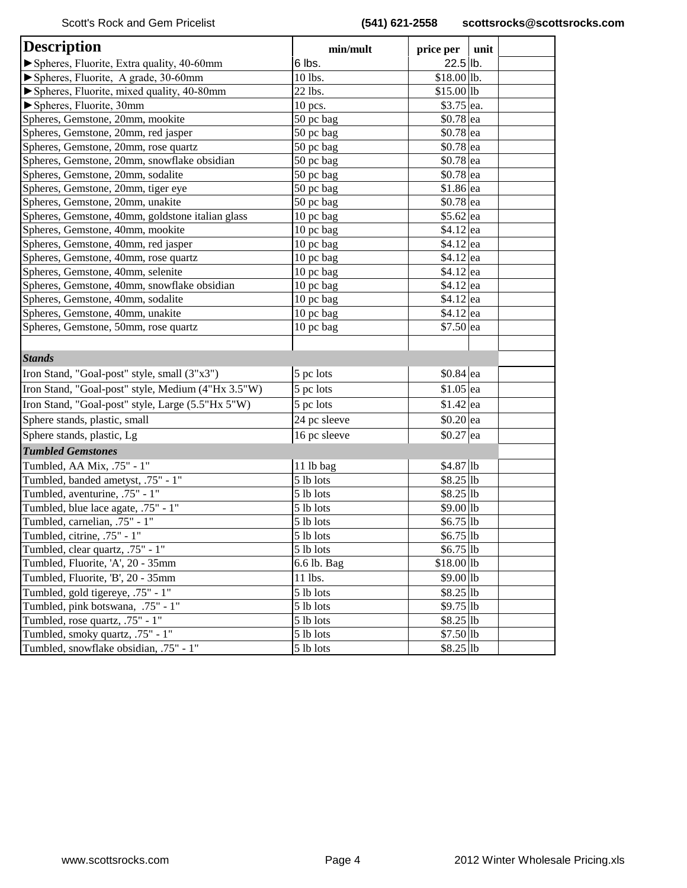| Description | min/mult | price per | unit | |
|---|---|---|---|---|
| ►Spheres, Fluorite, Extra quality, 40-60mm | 6 lbs. | 22.5 | lb. | |
| ►Spheres, Fluorite, A grade, 30-60mm | 10 lbs. | $18.00 | lb. | |
| ►Spheres, Fluorite, mixed quality, 40-80mm | 22 lbs. | $15.00 | lb | |
| ►Spheres, Fluorite, 30mm | 10 pcs. | $3.75 | ea. | |
| Spheres, Gemstone, 20mm, mookite | 50 pc bag | $0.78 | ea | |
| Spheres, Gemstone, 20mm, red jasper | 50 pc bag | $0.78 | ea | |
| Spheres, Gemstone, 20mm, rose quartz | 50 pc bag | $0.78 | ea | |
| Spheres, Gemstone, 20mm, snowflake obsidian | 50 pc bag | $0.78 | ea | |
| Spheres, Gemstone, 20mm, sodalite | 50 pc bag | $0.78 | ea | |
| Spheres, Gemstone, 20mm, tiger eye | 50 pc bag | $1.86 | ea | |
| Spheres, Gemstone, 20mm, unakite | 50 pc bag | $0.78 | ea | |
| Spheres, Gemstone, 40mm, goldstone italian glass | 10 pc bag | $5.62 | ea | |
| Spheres, Gemstone, 40mm, mookite | 10 pc bag | $4.12 | ea | |
| Spheres, Gemstone, 40mm, red jasper | 10 pc bag | $4.12 | ea | |
| Spheres, Gemstone, 40mm, rose quartz | 10 pc bag | $4.12 | ea | |
| Spheres, Gemstone, 40mm, selenite | 10 pc bag | $4.12 | ea | |
| Spheres, Gemstone, 40mm, snowflake obsidian | 10 pc bag | $4.12 | ea | |
| Spheres, Gemstone, 40mm, sodalite | 10 pc bag | $4.12 | ea | |
| Spheres, Gemstone, 40mm, unakite | 10 pc bag | $4.12 | ea | |
| Spheres, Gemstone, 50mm, rose quartz | 10 pc bag | $7.50 | ea | |
| | | | | |
| ***Stands*** | | | | |
| Iron Stand, "Goal-post" style, small (3"x3") | 5 pc lots | $0.84 | ea | |
| Iron Stand, "Goal-post" style, Medium (4"Hx 3.5"W) | 5 pc lots | $1.05 | ea | |
| Iron Stand, "Goal-post" style, Large (5.5"Hx 5"W) | 5 pc lots | $1.42 | ea | |
| Sphere stands, plastic, small | 24 pc sleeve | $0.20 | ea | |
| Sphere stands, plastic, Lg | 16 pc sleeve | $0.27 | ea | |
| ***Tumbled Gemstones*** | | | | |
| Tumbled, AA Mix, .75" - 1" | 11 lb bag | $4.87 | lb | |
| Tumbled, banded ametyst, .75" - 1" | 5 lb lots | $8.25 | lb | |
| Tumbled, aventurine, .75" - 1" | 5 lb lots | $8.25 | lb | |
| Tumbled, blue lace agate, .75" - 1" | 5 lb lots | $9.00 | lb | |
| Tumbled, carnelian, .75" - 1" | 5 lb lots | $6.75 | lb | |
| Tumbled, citrine, .75" - 1" | 5 lb lots | $6.75 | lb | |
| Tumbled, clear quartz, .75" - 1" | 5 lb lots | $6.75 | lb | |
| Tumbled, Fluorite, 'A', 20 - 35mm | 6.6 lb. Bag | $18.00 | lb | |
| Tumbled, Fluorite, 'B', 20 - 35mm | 11 lbs. | $9.00 | lb | |
| Tumbled, gold tigereye, .75" - 1" | 5 lb lots | $8.25 | lb | |
| Tumbled, pink botswana, .75" - 1" | 5 lb lots | $9.75 | lb | |
| Tumbled, rose quartz, .75" - 1" | 5 lb lots | $8.25 | lb | |
| Tumbled, smoky quartz, .75" - 1" | 5 lb lots | $7.50 | lb | |
| Tumbled, snowflake obsidian, .75" - 1" | 5 lb lots | $8.25 | lb | |